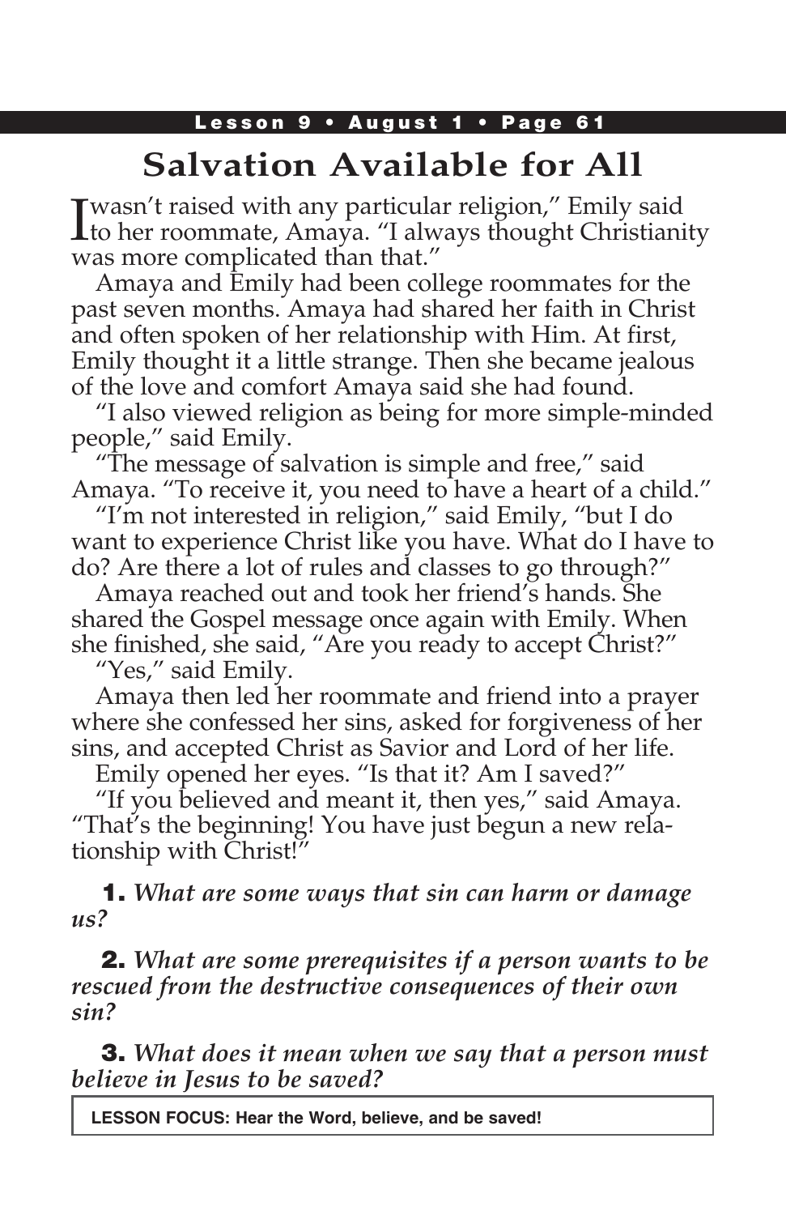# Salvation Available for All

"I wasn't raised with any particular religion," Emily said to her roommate, Amaya. "I always thought Christianity was more complicated than that."

Amaya and Emily had been college roommates for the past seven months. Amaya had shared her faith in Christ and often spoken of her relationship with Him. At first, Emily thought it a little strange. Then she became jealous of the love and comfort Amaya said she had found.

"I also viewed religion as being for more simple-minded people," said Emily.

"The message of salvation is simple and free," said Amaya. "To receive it, you need to have a heart of a child."

"I'm not interested in religion," said Emily, "but I do want to experience Christ like you have. What do I have to do? Are there a lot of rules and classes to go through?"

Amaya reached out and took her friend's hands. She shared the Gospel message once again with Emily. When she finished, she said, "Are you ready to accept Christ?"

"Yes," said Emily.

Amaya then led her roommate and friend into a prayer where she confessed her sins, asked for forgiveness of her sins, and accepted Christ as Savior and Lord of her life.

Emily opened her eyes. "Is that it? Am I saved?"

"If you believed and meant it, then yes," said Amaya. "That's the beginning! You have just begun a new relationship with Christ!"

**1.** *What are some ways that sin can harm or damage us?*

**2.** *What are some prerequisites if a person wants to be rescued from the destructive consequences of their own sin?*

**3.** *What does it mean when we say that a person must believe in Jesus to be saved?*

**LESSON FOCUS: Hear the Word, believe, and be saved!**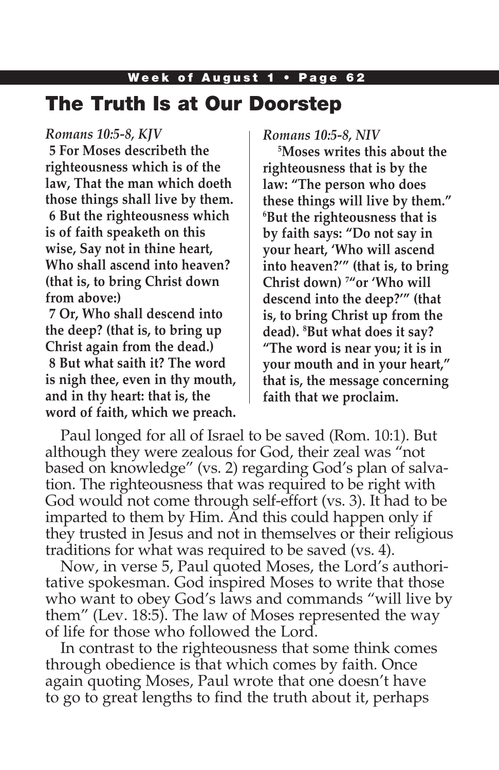# The Truth Is at Our Doorstep

*Romans 10:5-8, KJV*

**5 For Moses describeth the righteousness which is of the law, That the man which doeth those things shall live by them.**
**6 But the righteousness which is of faith speaketh on this wise, Say not in thine heart, Who shall ascend into heaven? (that is, to bring Christ down from above:)**
**7 Or, Who shall descend into the deep? (that is, to bring up Christ again from the dead.)**
**8 But what saith it? The word is nigh thee, even in thy mouth, and in thy heart: that is, the word of faith, which we preach.**

*Romans 10:5-8, NIV*

**[5]Moses writes this about the righteousness that is by the law: "The person who does these things will live by them." [6]But the righteousness that is by faith says: "Do not say in your heart, 'Who will ascend into heaven?'" (that is, to bring Christ down) [7]"or 'Who will descend into the deep?'" (that is, to bring Christ up from the dead). [8]But what does it say? "The word is near you; it is in your mouth and in your heart," that is, the message concerning faith that we proclaim.**

Paul longed for all of Israel to be saved (Rom. 10:1). But although they were zealous for God, their zeal was "not based on knowledge" (vs. 2) regarding God's plan of salvation. The righteousness that was required to be right with God would not come through self-effort (vs. 3). It had to be imparted to them by Him. And this could happen only if they trusted in Jesus and not in themselves or their religious traditions for what was required to be saved (vs. 4).

Now, in verse 5, Paul quoted Moses, the Lord's authoritative spokesman. God inspired Moses to write that those who want to obey God's laws and commands "will live by them" (Lev. 18:5). The law of Moses represented the way of life for those who followed the Lord.

In contrast to the righteousness that some think comes through obedience is that which comes by faith. Once again quoting Moses, Paul wrote that one doesn't have to go to great lengths to find the truth about it, perhaps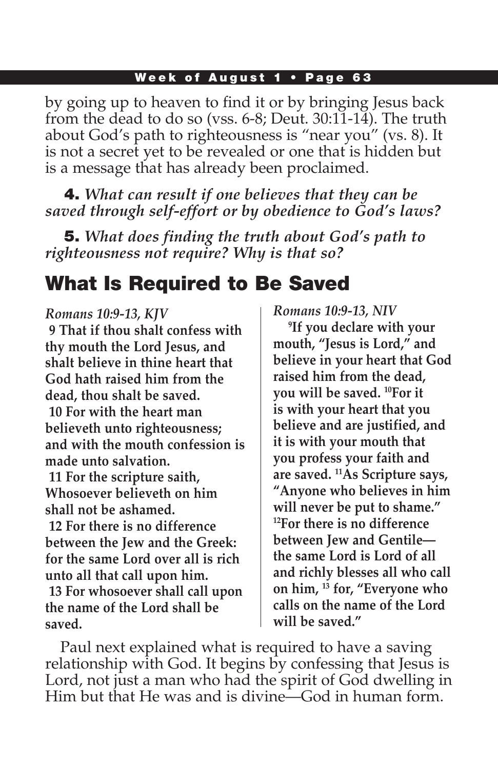by going up to heaven to find it or by bringing Jesus back from the dead to do so (vss. 6-8; Deut. 30:11-14). The truth about God's path to righteousness is "near you" (vs. 8). It is not a secret yet to be revealed or one that is hidden but is a message that has already been proclaimed.

**4.** *What can result if one believes that they can be saved through self-effort or by obedience to God's laws?*

**5.** *What does finding the truth about God's path to righteousness not require? Why is that so?*

## What Is Required to Be Saved

*Romans 10:9-13, KJV*

**9 That if thou shalt confess with thy mouth the Lord Jesus, and shalt believe in thine heart that God hath raised him from the dead, thou shalt be saved.**

**10 For with the heart man believeth unto righteousness; and with the mouth confession is made unto salvation.**

**11 For the scripture saith, Whosoever believeth on him shall not be ashamed.**

**12 For there is no difference between the Jew and the Greek: for the same Lord over all is rich unto all that call upon him.**

**13 For whosoever shall call upon the name of the Lord shall be saved.**

*Romans 10:9-13, NIV*

**9 If you declare with your mouth, "Jesus is Lord," and believe in your heart that God raised him from the dead, you will be saved. 10 For it is with your heart that you believe and are justified, and it is with your mouth that you profess your faith and are saved. 11 As Scripture says, "Anyone who believes in him will never be put to shame." 12 For there is no difference between Jew and Gentile—the same Lord is Lord of all and richly blesses all who call on him, 13 for, "Everyone who calls on the name of the Lord will be saved."**

Paul next explained what is required to have a saving relationship with God. It begins by confessing that Jesus is Lord, not just a man who had the spirit of God dwelling in Him but that He was and is divine—God in human form.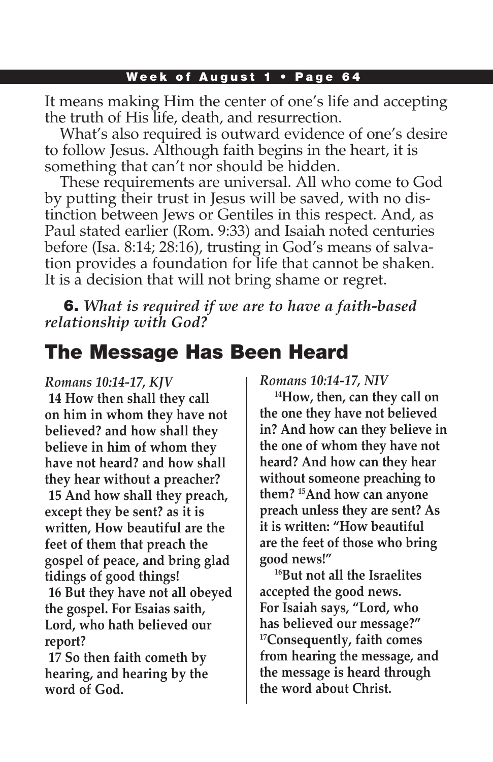It means making Him the center of one's life and accepting the truth of His life, death, and resurrection.

What's also required is outward evidence of one's desire to follow Jesus. Although faith begins in the heart, it is something that can't nor should be hidden.

These requirements are universal. All who come to God by putting their trust in Jesus will be saved, with no distinction between Jews or Gentiles in this respect. And, as Paul stated earlier (Rom. 9:33) and Isaiah noted centuries before (Isa. 8:14; 28:16), trusting in God's means of salvation provides a foundation for life that cannot be shaken. It is a decision that will not bring shame or regret.

**6.** ***What is required if we are to have a faith-based relationship with God?***

## The Message Has Been Heard

*Romans 10:14-17, KJV*

**14 How then shall they call on him in whom they have not believed? and how shall they believe in him of whom they have not heard? and how shall they hear without a preacher?**

**15 And how shall they preach, except they be sent? as it is written, How beautiful are the feet of them that preach the gospel of peace, and bring glad tidings of good things!**

**16 But they have not all obeyed the gospel. For Esaias saith, Lord, who hath believed our report?**

**17 So then faith cometh by hearing, and hearing by the word of God.**

*Romans 10:14-17, NIV*

**14How, then, can they call on the one they have not believed in? And how can they believe in the one of whom they have not heard? And how can they hear without someone preaching to them? 15And how can anyone preach unless they are sent? As it is written: "How beautiful are the feet of those who bring good news!"**

**16But not all the Israelites accepted the good news. For Isaiah says, "Lord, who has believed our message?" 17Consequently, faith comes from hearing the message, and the message is heard through the word about Christ.**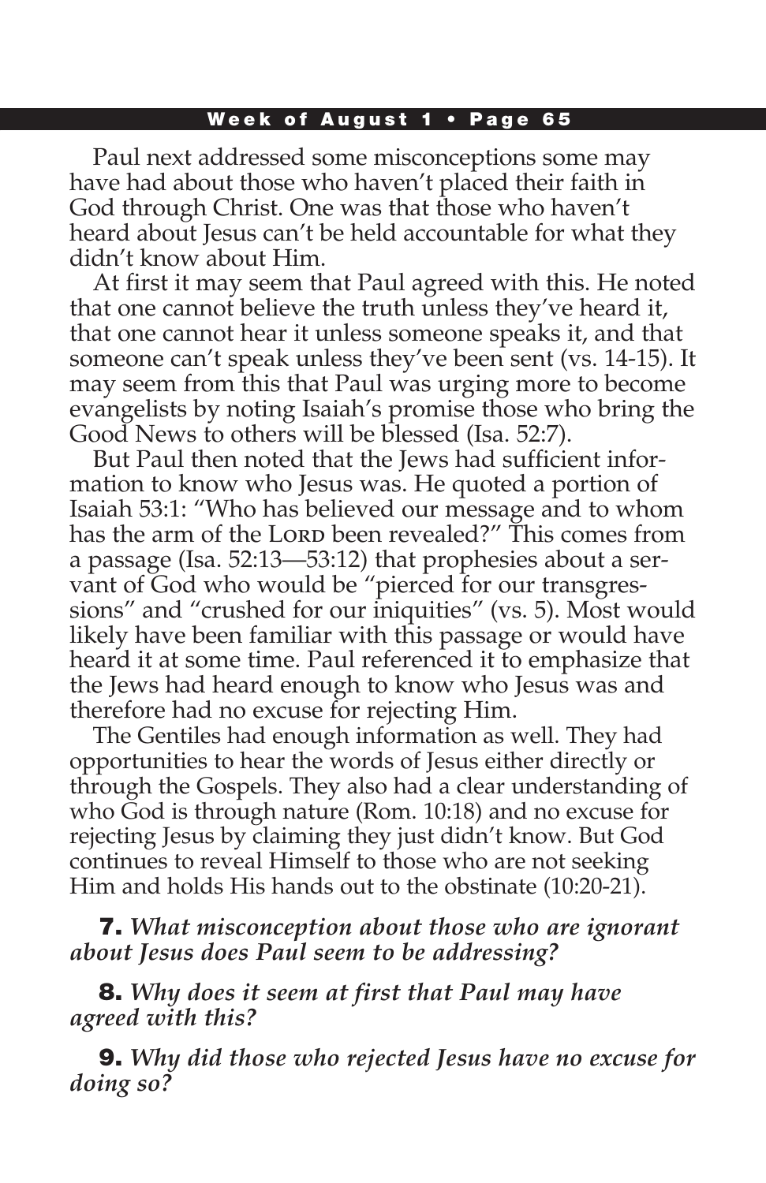Paul next addressed some misconceptions some may have had about those who haven't placed their faith in God through Christ. One was that those who haven't heard about Jesus can't be held accountable for what they didn't know about Him.

At first it may seem that Paul agreed with this. He noted that one cannot believe the truth unless they've heard it, that one cannot hear it unless someone speaks it, and that someone can't speak unless they've been sent (vs. 14-15). It may seem from this that Paul was urging more to become evangelists by noting Isaiah's promise those who bring the Good News to others will be blessed (Isa. 52:7).

But Paul then noted that the Jews had sufficient information to know who Jesus was. He quoted a portion of Isaiah 53:1: "Who has believed our message and to whom has the arm of the LORD been revealed?" This comes from a passage (Isa. 52:13—53:12) that prophesies about a servant of God who would be "pierced for our transgressions" and "crushed for our iniquities" (vs. 5). Most would likely have been familiar with this passage or would have heard it at some time. Paul referenced it to emphasize that the Jews had heard enough to know who Jesus was and therefore had no excuse for rejecting Him.

The Gentiles had enough information as well. They had opportunities to hear the words of Jesus either directly or through the Gospels. They also had a clear understanding of who God is through nature (Rom. 10:18) and no excuse for rejecting Jesus by claiming they just didn't know. But God continues to reveal Himself to those who are not seeking Him and holds His hands out to the obstinate (10:20-21).

**7.** ***What misconception about those who are ignorant about Jesus does Paul seem to be addressing?***

**8.** ***Why does it seem at first that Paul may have agreed with this?***

**9.** ***Why did those who rejected Jesus have no excuse for doing so?***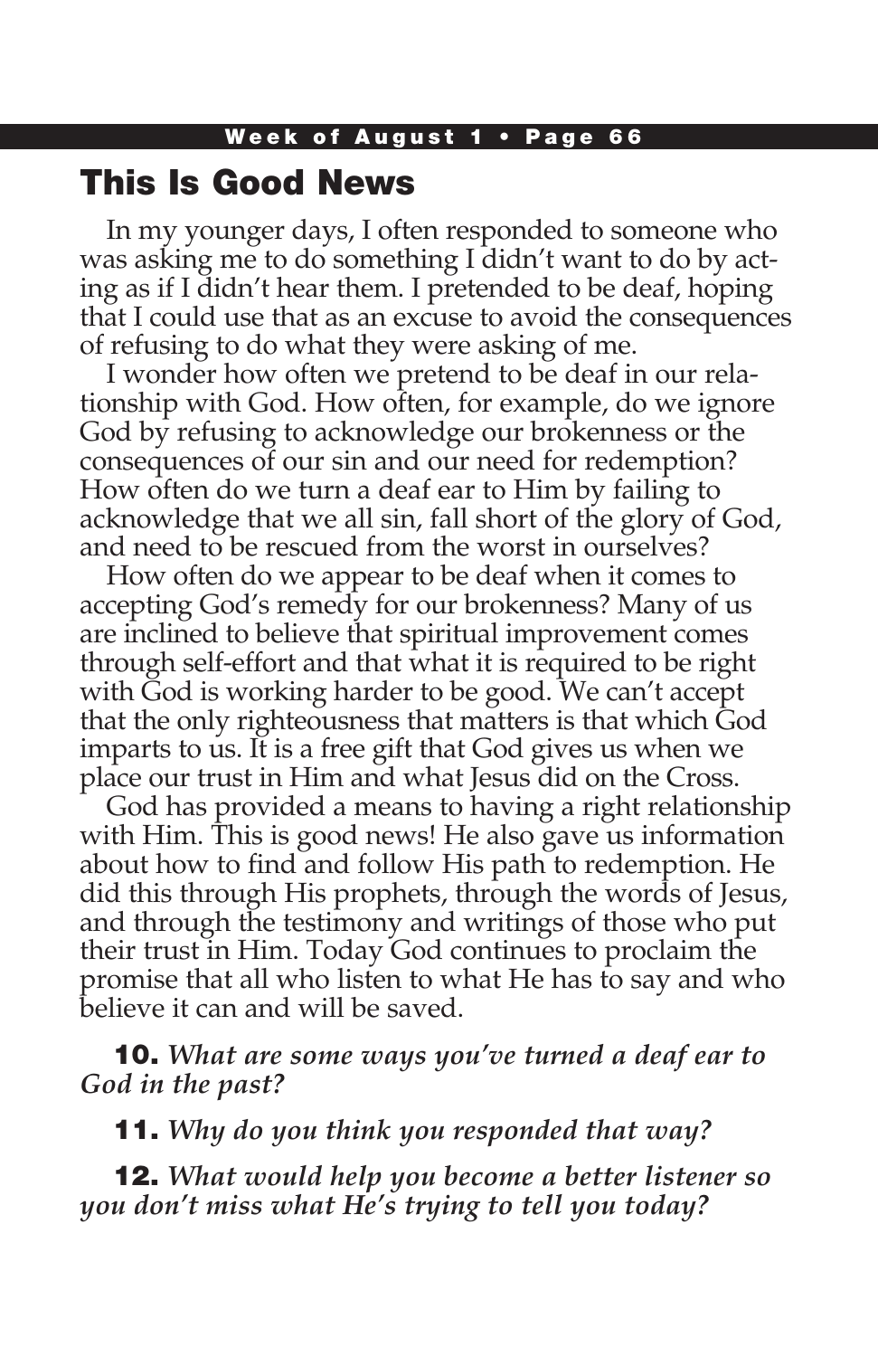## This Is Good News

In my younger days, I often responded to someone who was asking me to do something I didn't want to do by acting as if I didn't hear them. I pretended to be deaf, hoping that I could use that as an excuse to avoid the consequences of refusing to do what they were asking of me.

I wonder how often we pretend to be deaf in our relationship with God. How often, for example, do we ignore God by refusing to acknowledge our brokenness or the consequences of our sin and our need for redemption? How often do we turn a deaf ear to Him by failing to acknowledge that we all sin, fall short of the glory of God, and need to be rescued from the worst in ourselves?

How often do we appear to be deaf when it comes to accepting God's remedy for our brokenness? Many of us are inclined to believe that spiritual improvement comes through self-effort and that what it is required to be right with God is working harder to be good. We can't accept that the only righteousness that matters is that which God imparts to us. It is a free gift that God gives us when we place our trust in Him and what Jesus did on the Cross.

God has provided a means to having a right relationship with Him. This is good news! He also gave us information about how to find and follow His path to redemption. He did this through His prophets, through the words of Jesus, and through the testimony and writings of those who put their trust in Him. Today God continues to proclaim the promise that all who listen to what He has to say and who believe it can and will be saved.

**10.** *What are some ways you've turned a deaf ear to God in the past?*

**11.** *Why do you think you responded that way?*

**12.** *What would help you become a better listener so you don't miss what He's trying to tell you today?*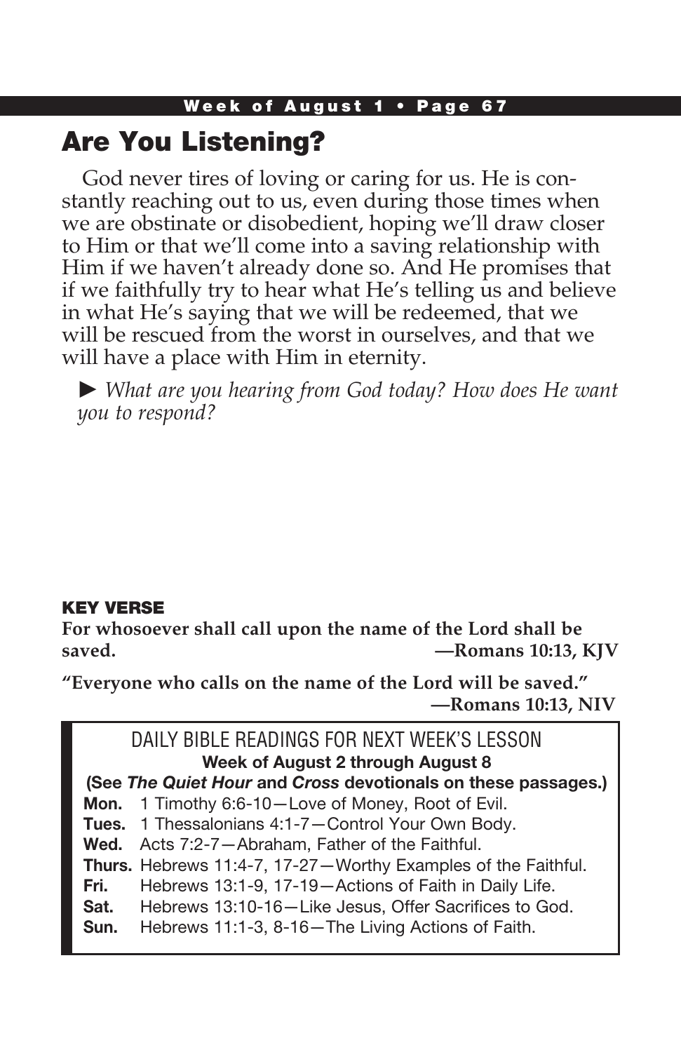# Are You Listening?

God never tires of loving or caring for us. He is constantly reaching out to us, even during those times when we are obstinate or disobedient, hoping we'll draw closer to Him or that we'll come into a saving relationship with Him if we haven't already done so. And He promises that if we faithfully try to hear what He's telling us and believe in what He's saying that we will be redeemed, that we will be rescued from the worst in ourselves, and that we will have a place with Him in eternity.

► *What are you hearing from God today? How does He want you to respond?*

**KEY VERSE**

**For whosoever shall call upon the name of the Lord shall be saved. —Romans 10:13, KJV**

**"Everyone who calls on the name of the Lord will be saved." —Romans 10:13, NIV**

DAILY BIBLE READINGS FOR NEXT WEEK'S LESSON

**Week of August 2 through August 8**

**(See *The Quiet Hour* and *Cross* devotionals on these passages.)**

**Mon.** 1 Timothy 6:6-10—Love of Money, Root of Evil.
**Tues.** 1 Thessalonians 4:1-7—Control Your Own Body.
**Wed.** Acts 7:2-7—Abraham, Father of the Faithful.
**Thurs.** Hebrews 11:4-7, 17-27—Worthy Examples of the Faithful.
**Fri.** Hebrews 13:1-9, 17-19—Actions of Faith in Daily Life.
**Sat.** Hebrews 13:10-16—Like Jesus, Offer Sacrifices to God.
**Sun.** Hebrews 11:1-3, 8-16—The Living Actions of Faith.